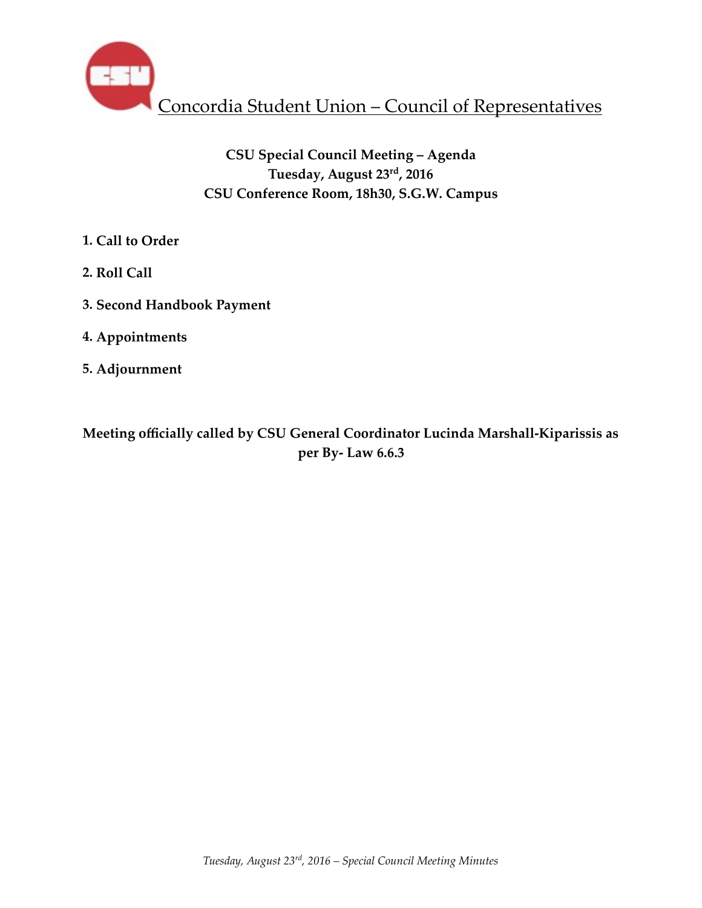# Concordia Student Union – Council of Representatives

**CSU Special Council Meeting – Agenda**
**Tuesday, August 23rd, 2016**
**CSU Conference Room, 18h30, S.G.W. Campus**

1. **Call to Order**
2. **Roll Call**
3. **Second Handbook Payment**
4. **Appointments**
5. **Adjournment**

**Meeting officially called by CSU General Coordinator Lucinda Marshall-Kiparissis as per By- Law 6.6.3**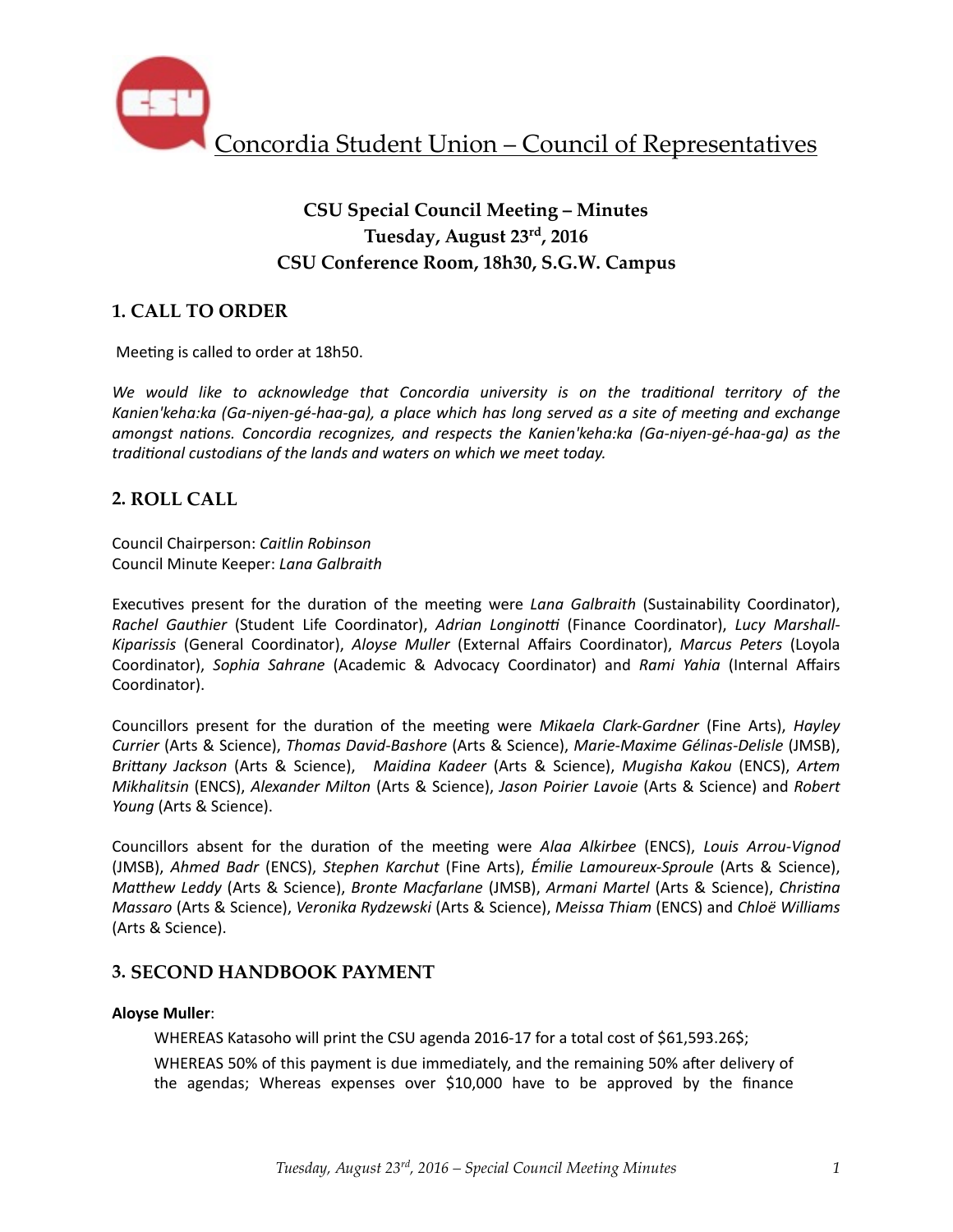Concordia Student Union – Council of Representatives

## CSU Special Council Meeting – Minutes
## Tuesday, August 23rd, 2016
## CSU Conference Room, 18h30, S.G.W. Campus

## 1. CALL TO ORDER

Meeting is called to order at 18h50.

*We would like to acknowledge that Concordia university is on the traditional territory of the Kanien'keha:ka (Ga-niyen-gé-haa-ga), a place which has long served as a site of meeting and exchange amongst nations. Concordia recognizes, and respects the Kanien'keha:ka (Ga-niyen-gé-haa-ga) as the traditional custodians of the lands and waters on which we meet today.*

## 2. ROLL CALL

Council Chairperson: *Caitlin Robinson*
Council Minute Keeper: *Lana Galbraith*

Executives present for the duration of the meeting were *Lana Galbraith* (Sustainability Coordinator), *Rachel Gauthier* (Student Life Coordinator), *Adrian Longinotti* (Finance Coordinator), *Lucy Marshall-Kiparissis* (General Coordinator), *Aloyse Muller* (External Affairs Coordinator), *Marcus Peters* (Loyola Coordinator), *Sophia Sahrane* (Academic & Advocacy Coordinator) and *Rami Yahia* (Internal Affairs Coordinator).

Councillors present for the duration of the meeting were *Mikaela Clark-Gardner* (Fine Arts), *Hayley Currier* (Arts & Science), *Thomas David-Bashore* (Arts & Science), *Marie-Maxime Gélinas-Delisle* (JMSB), *Brittany Jackson* (Arts & Science), *Maidina Kadeer* (Arts & Science), *Mugisha Kakou* (ENCS), *Artem Mikhalitsin* (ENCS), *Alexander Milton* (Arts & Science), *Jason Poirier Lavoie* (Arts & Science) and *Robert Young* (Arts & Science).

Councillors absent for the duration of the meeting were *Alaa Alkirbee* (ENCS), *Louis Arrou-Vignod* (JMSB), *Ahmed Badr* (ENCS), *Stephen Karchut* (Fine Arts), *Émilie Lamoureux-Sproule* (Arts & Science), *Matthew Leddy* (Arts & Science), *Bronte Macfarlane* (JMSB), *Armani Martel* (Arts & Science), *Christina Massaro* (Arts & Science), *Veronika Rydzewski* (Arts & Science), *Meissa Thiam* (ENCS) and *Chloë Williams* (Arts & Science).

## 3. SECOND HANDBOOK PAYMENT

**Aloyse Muller**:

WHEREAS Katasoho will print the CSU agenda 2016-17 for a total cost of $61,593.26$;

WHEREAS 50% of this payment is due immediately, and the remaining 50% after delivery of the agendas; Whereas expenses over $10,000 have to be approved by the finance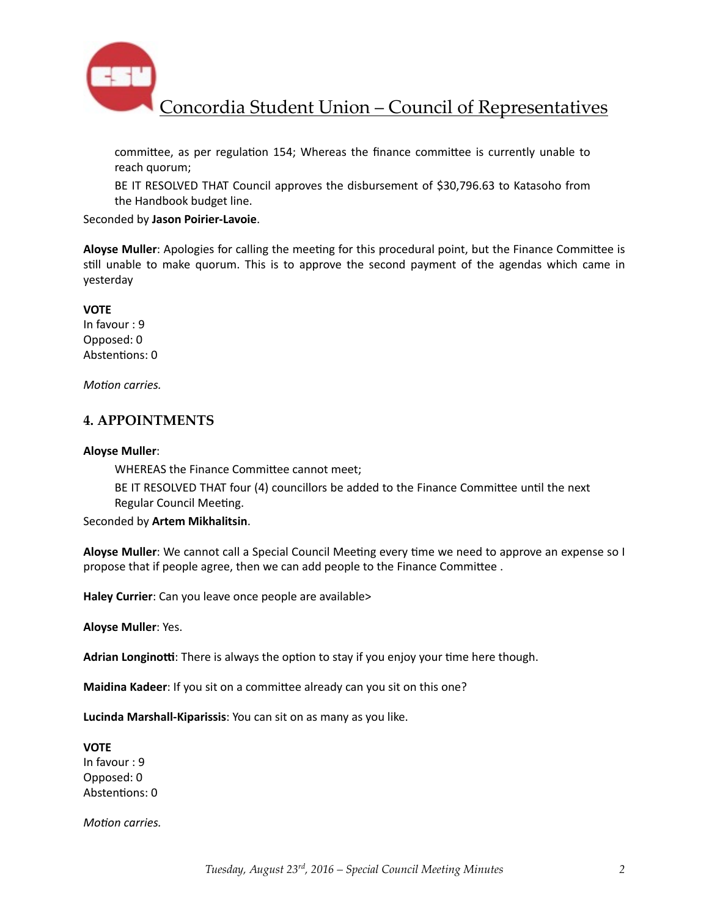committee, as per regulation 154; Whereas the finance committee is currently unable to reach quorum;

BE IT RESOLVED THAT Council approves the disbursement of $30,796.63 to Katasoho from the Handbook budget line.

Seconded by **Jason Poirier-Lavoie**.

**Aloyse Muller**: Apologies for calling the meeting for this procedural point, but the Finance Committee is still unable to make quorum. This is to approve the second payment of the agendas which came in yesterday

**VOTE**
In favour : 9
Opposed: 0
Abstentions: 0

*Motion carries.*

## 4. APPOINTMENTS

**Aloyse Muller**:

WHEREAS the Finance Committee cannot meet;

BE IT RESOLVED THAT four (4) councillors be added to the Finance Committee until the next Regular Council Meeting.

Seconded by **Artem Mikhalitsin**.

**Aloyse Muller**: We cannot call a Special Council Meeting every time we need to approve an expense so I propose that if people agree, then we can add people to the Finance Committee .

**Haley Currier**: Can you leave once people are available>

**Aloyse Muller**: Yes.

**Adrian Longinotti**: There is always the option to stay if you enjoy your time here though.

**Maidina Kadeer**: If you sit on a committee already can you sit on this one?

**Lucinda Marshall-Kiparissis**: You can sit on as many as you like.

**VOTE**
In favour : 9
Opposed: 0
Abstentions: 0

*Motion carries.*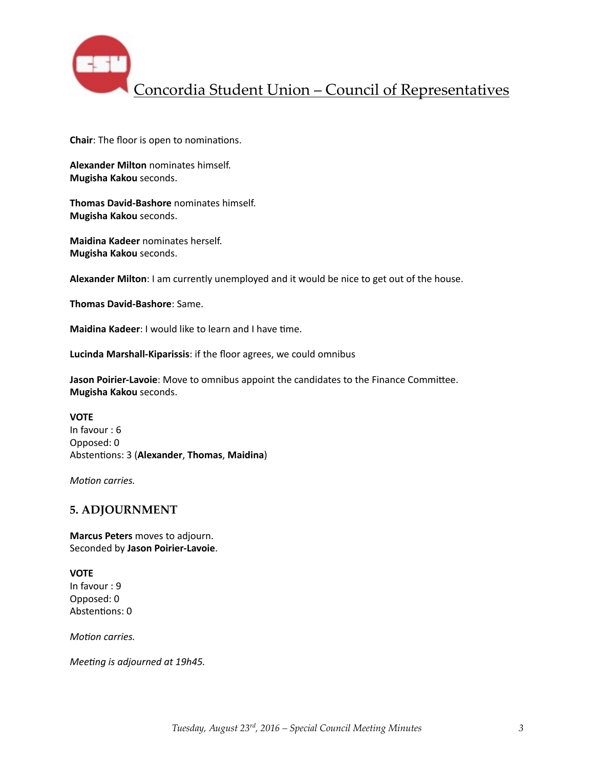**Chair**: The floor is open to nominations.

**Alexander Milton** nominates himself.
**Mugisha Kakou** seconds.

**Thomas David-Bashore** nominates himself.
**Mugisha Kakou** seconds.

**Maidina Kadeer** nominates herself.
**Mugisha Kakou** seconds.

**Alexander Milton**: I am currently unemployed and it would be nice to get out of the house.

**Thomas David-Bashore**: Same.

**Maidina Kadeer**: I would like to learn and I have time.

**Lucinda Marshall-Kiparissis**: if the floor agrees, we could omnibus

**Jason Poirier-Lavoie**: Move to omnibus appoint the candidates to the Finance Committee.
**Mugisha Kakou** seconds.

**VOTE**
In favour : 6
Opposed: 0
Abstentions: 3 (**Alexander**, **Thomas**, **Maidina**)

*Motion carries.*

## 5. ADJOURNMENT

**Marcus Peters** moves to adjourn.
Seconded by **Jason Poirier-Lavoie**.

**VOTE**
In favour : 9
Opposed: 0
Abstentions: 0

*Motion carries.*

*Meeting is adjourned at 19h45.*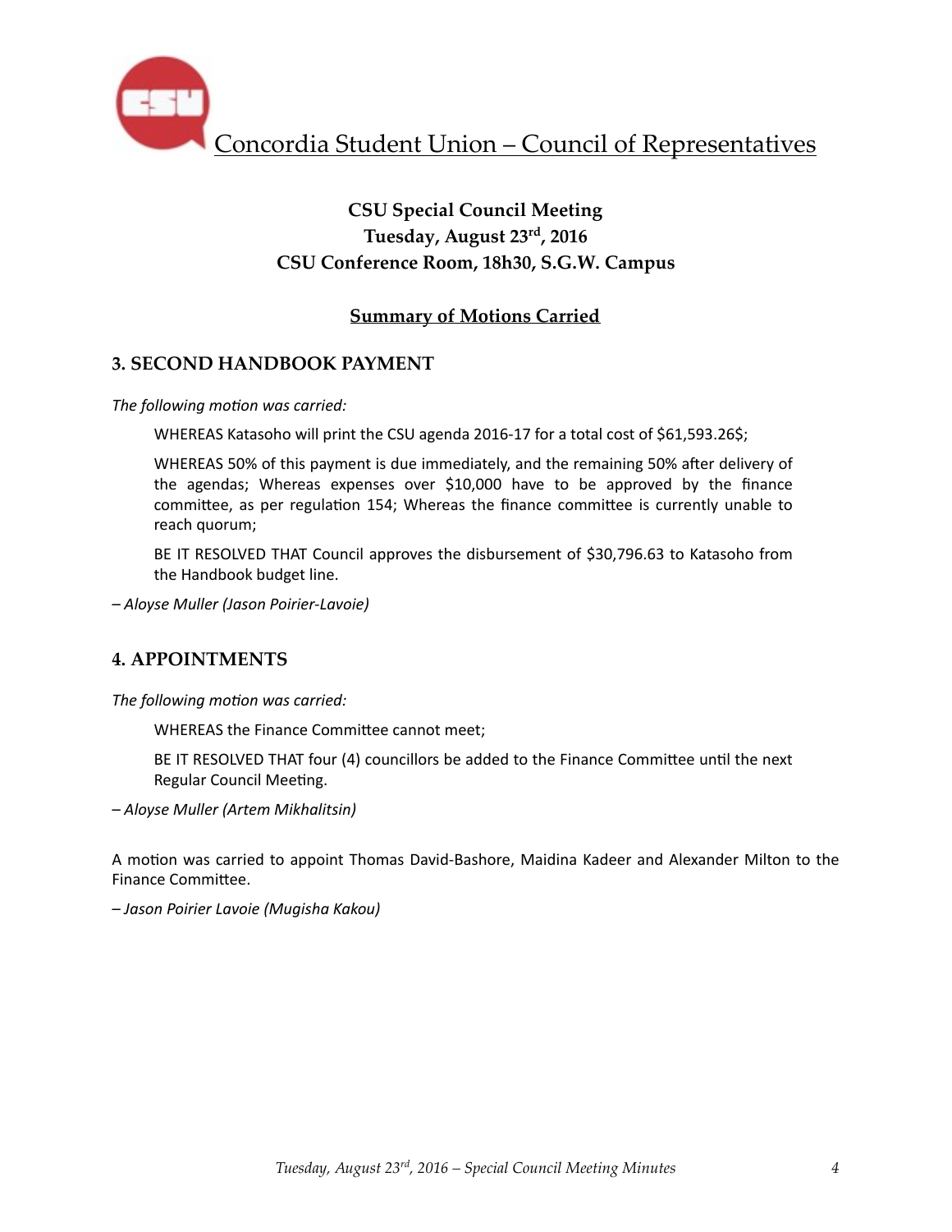Concordia Student Union – Council of Representatives

**CSU Special Council Meeting**
**Tuesday, August 23rd, 2016**
**CSU Conference Room, 18h30, S.G.W. Campus**

**Summary of Motions Carried**

## 3. SECOND HANDBOOK PAYMENT

*The following motion was carried:*

> WHEREAS Katasoho will print the CSU agenda 2016-17 for a total cost of $61,593.26$;
>
> WHEREAS 50% of this payment is due immediately, and the remaining 50% after delivery of the agendas; Whereas expenses over $10,000 have to be approved by the finance committee, as per regulation 154; Whereas the finance committee is currently unable to reach quorum;
>
> BE IT RESOLVED THAT Council approves the disbursement of $30,796.63 to Katasoho from the Handbook budget line.

*– Aloyse Muller (Jason Poirier-Lavoie)*

## 4. APPOINTMENTS

*The following motion was carried:*

> WHEREAS the Finance Committee cannot meet;
>
> BE IT RESOLVED THAT four (4) councillors be added to the Finance Committee until the next Regular Council Meeting.

*– Aloyse Muller (Artem Mikhalitsin)*

A motion was carried to appoint Thomas David-Bashore, Maidina Kadeer and Alexander Milton to the Finance Committee.

*– Jason Poirier Lavoie (Mugisha Kakou)*